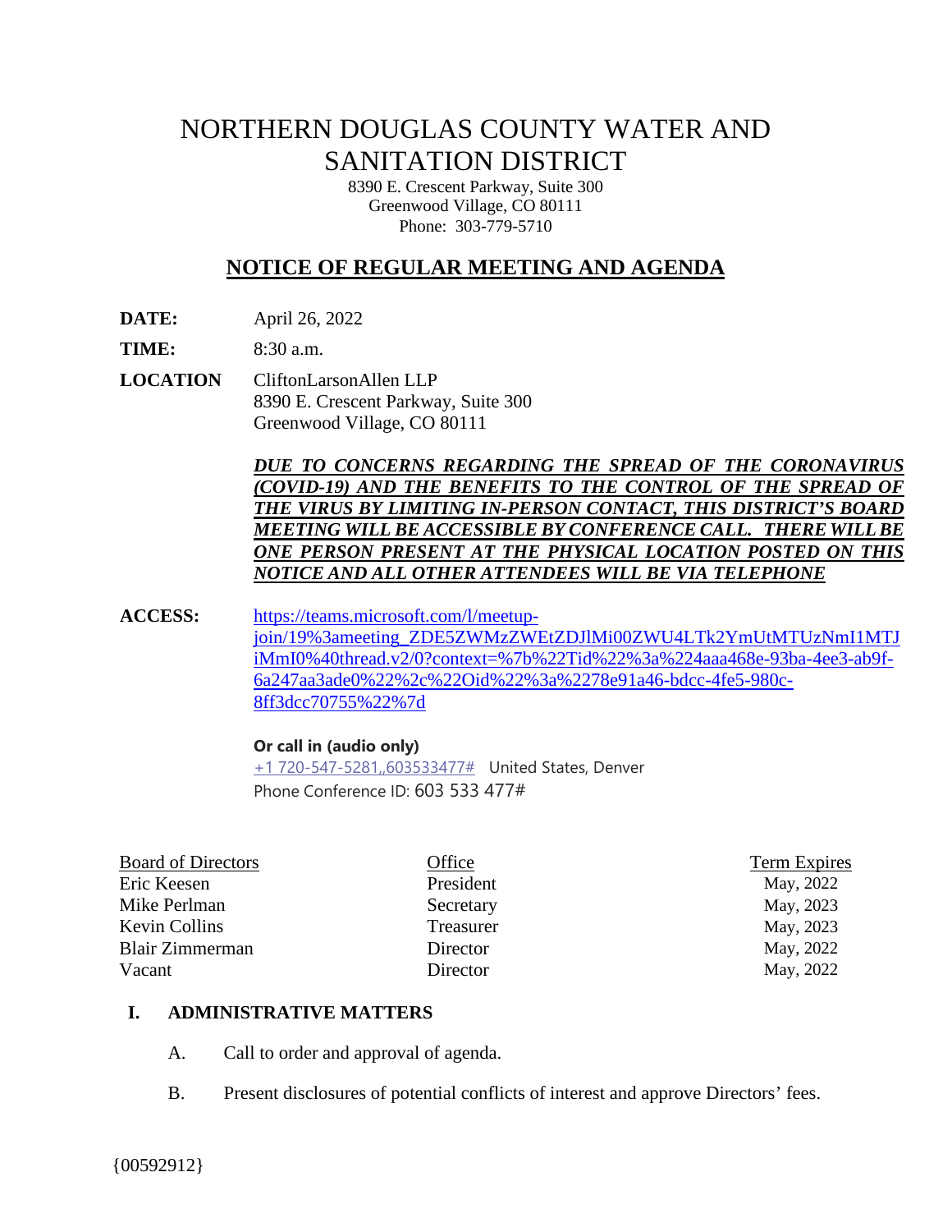# NORTHERN DOUGLAS COUNTY WATER AND SANITATION DISTRICT

8390 E. Crescent Parkway, Suite 300
Greenwood Village, CO 80111
Phone: 303-779-5710

## NOTICE OF REGULAR MEETING AND AGENDA

**DATE:** April 26, 2022

**TIME:** 8:30 a.m.

**LOCATION** CliftonLarsonAllen LLP
8390 E. Crescent Parkway, Suite 300
Greenwood Village, CO 80111

***DUE TO CONCERNS REGARDING THE SPREAD OF THE CORONAVIRUS (COVID-19) AND THE BENEFITS TO THE CONTROL OF THE SPREAD OF THE VIRUS BY LIMITING IN-PERSON CONTACT, THIS DISTRICT'S BOARD MEETING WILL BE ACCESSIBLE BY CONFERENCE CALL. THERE WILL BE ONE PERSON PRESENT AT THE PHYSICAL LOCATION POSTED ON THIS NOTICE AND ALL OTHER ATTENDEES WILL BE VIA TELEPHONE***

**ACCESS:** https://teams.microsoft.com/l/meetup-join/19%3ameeting_ZDE5ZWMzZWEtZDJlMi00ZWU4LTk2YmUtMTUzNmI1MTJiMmI0%40thread.v2/0?context=%7b%22Tid%22%3a%224aaa468e-93ba-4ee3-ab9f-6a247aa3ade0%22%2c%22Oid%22%3a%2278e91a46-bdcc-4fe5-980c-8ff3dcc70755%22%7d

**Or call in (audio only)**
+1 720-547-5281,,603533477# United States, Denver
Phone Conference ID: 603 533 477#

| Board of Directors | Office | Term Expires |
|---|---|---|
| Eric Keesen | President | May, 2022 |
| Mike Perlman | Secretary | May, 2023 |
| Kevin Collins | Treasurer | May, 2023 |
| Blair Zimmerman | Director | May, 2022 |
| Vacant | Director | May, 2022 |

## I. ADMINISTRATIVE MATTERS

A. Call to order and approval of agenda.

B. Present disclosures of potential conflicts of interest and approve Directors' fees.

{00592912}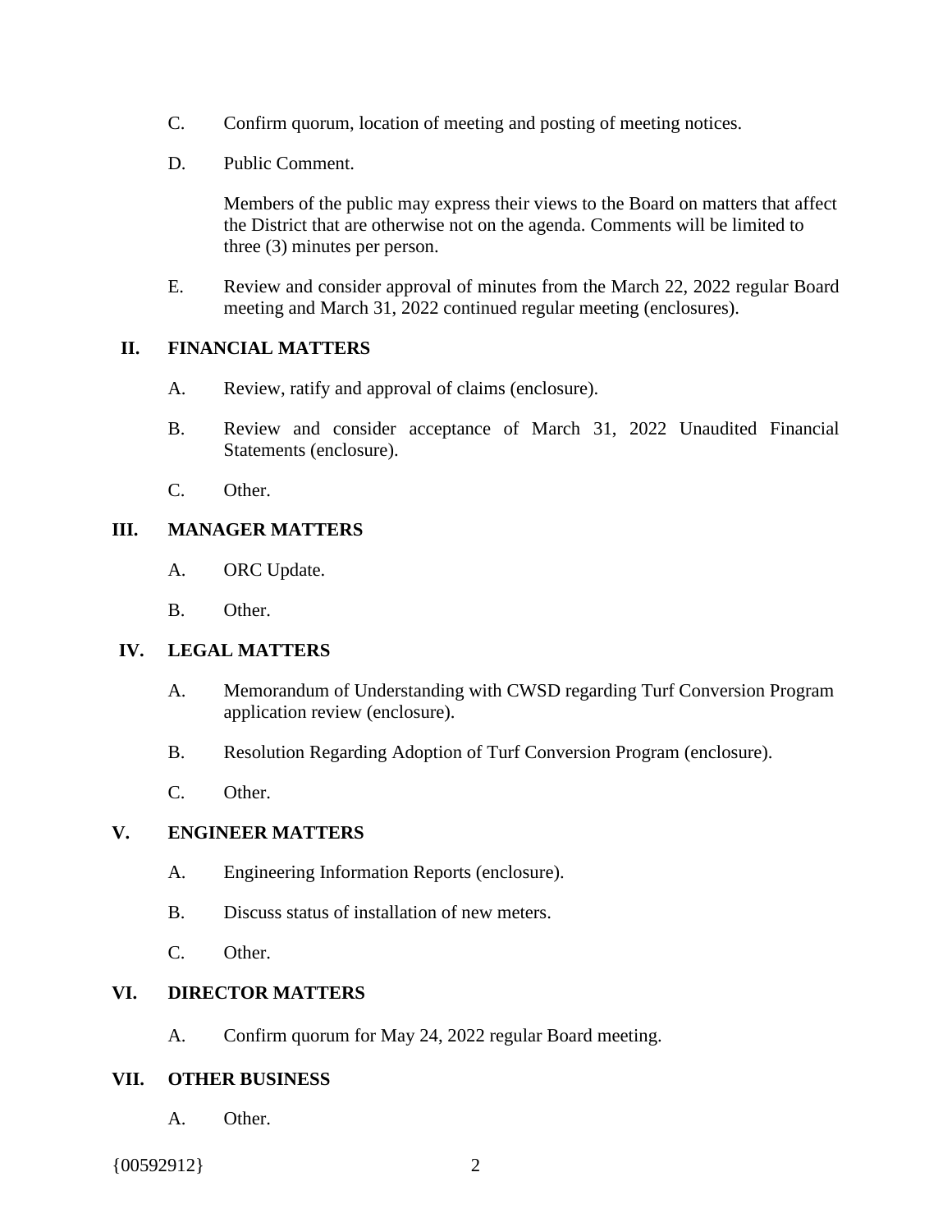C. Confirm quorum, location of meeting and posting of meeting notices.

D. Public Comment.

Members of the public may express their views to the Board on matters that affect the District that are otherwise not on the agenda. Comments will be limited to three (3) minutes per person.

E. Review and consider approval of minutes from the March 22, 2022 regular Board meeting and March 31, 2022 continued regular meeting (enclosures).

## II. FINANCIAL MATTERS

A. Review, ratify and approval of claims (enclosure).

B. Review and consider acceptance of March 31, 2022 Unaudited Financial Statements (enclosure).

C. Other.

## III. MANAGER MATTERS

A. ORC Update.

B. Other.

## IV. LEGAL MATTERS

A. Memorandum of Understanding with CWSD regarding Turf Conversion Program application review (enclosure).

B. Resolution Regarding Adoption of Turf Conversion Program (enclosure).

C. Other.

## V. ENGINEER MATTERS

A. Engineering Information Reports (enclosure).

B. Discuss status of installation of new meters.

C. Other.

## VI. DIRECTOR MATTERS

A. Confirm quorum for May 24, 2022 regular Board meeting.

## VII. OTHER BUSINESS

A. Other.

{00592912}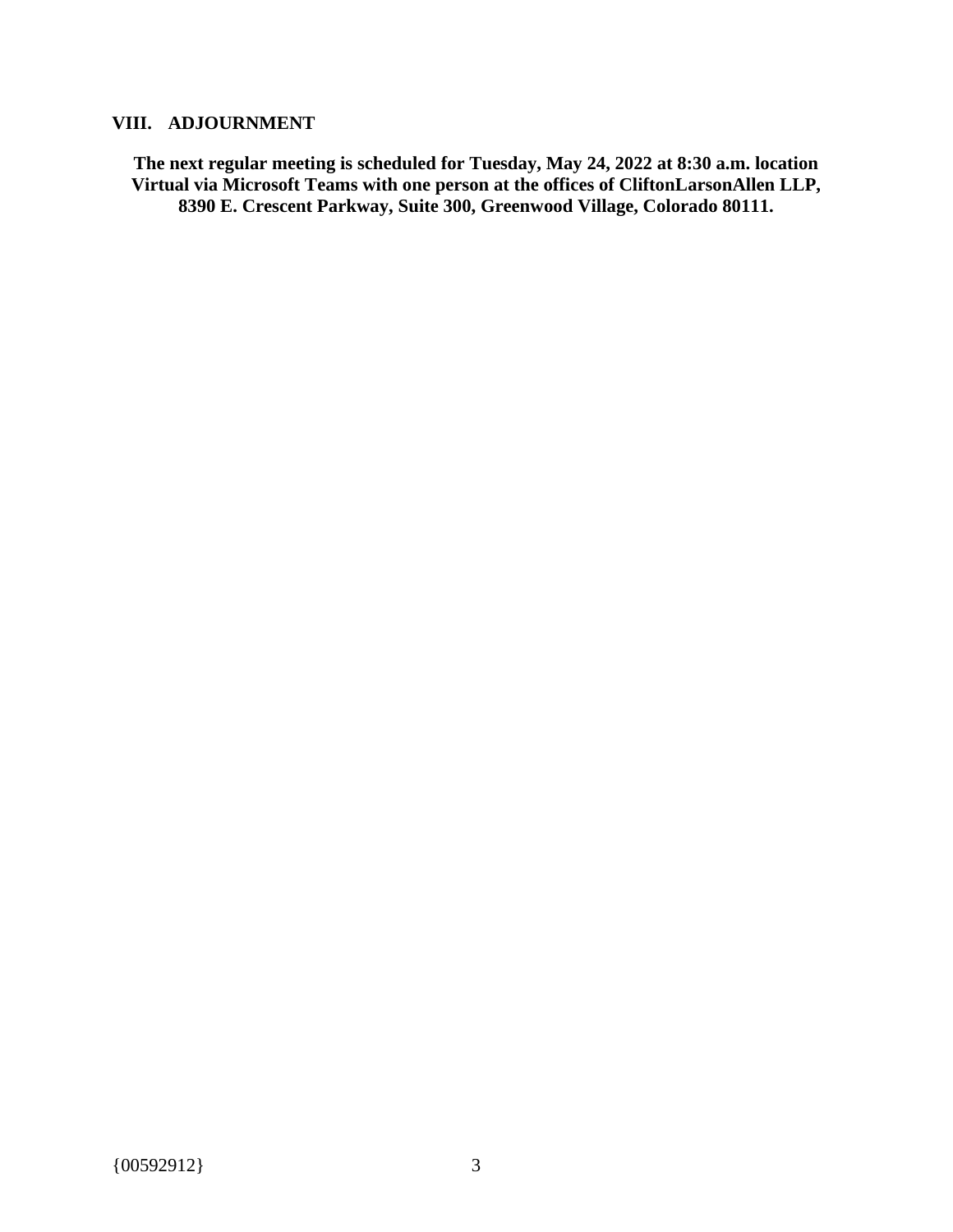**VIII. ADJOURNMENT**

**The next regular meeting is scheduled for Tuesday, May 24, 2022 at 8:30 a.m. location Virtual via Microsoft Teams with one person at the offices of CliftonLarsonAllen LLP, 8390 E. Crescent Parkway, Suite 300, Greenwood Village, Colorado 80111.**

{00592912}